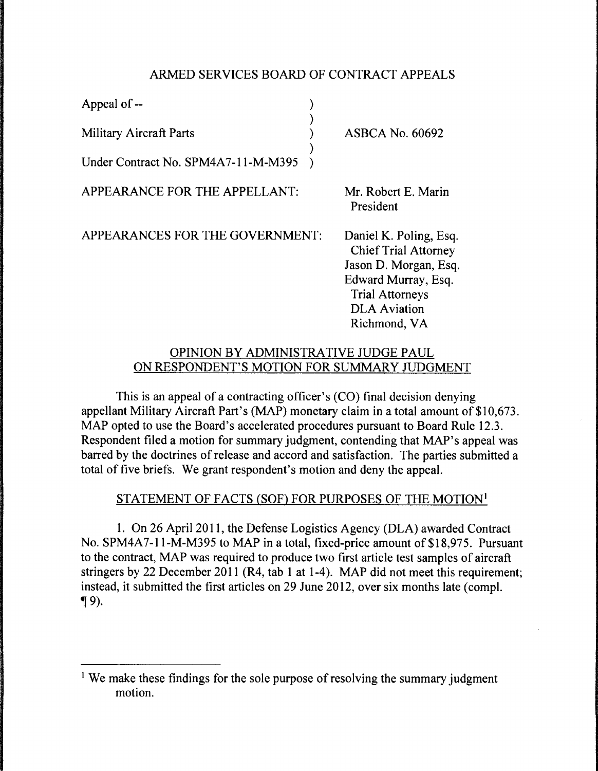# ARMED SERVICES BOARD OF CONTRACT APPEALS

| | |
|---|---|
| Appeal of -- | |
| Military Aircraft Parts | ASBCA No. 60692 |
| Under Contract No. SPM4A7-11-M-M395 | |

APPEARANCE FOR THE APPELLANT: Mr. Robert E. Marin
President

APPEARANCES FOR THE GOVERNMENT: Daniel K. Poling, Esq.
Chief Trial Attorney
Jason D. Morgan, Esq.
Edward Murray, Esq.
Trial Attorneys
DLA Aviation
Richmond, VA

## OPINION BY ADMINISTRATIVE JUDGE PAUL ON RESPONDENT'S MOTION FOR SUMMARY JUDGMENT

This is an appeal of a contracting officer's (CO) final decision denying appellant Military Aircraft Part's (MAP) monetary claim in a total amount of $10,673. MAP opted to use the Board's accelerated procedures pursuant to Board Rule 12.3. Respondent filed a motion for summary judgment, contending that MAP's appeal was barred by the doctrines of release and accord and satisfaction. The parties submitted a total of five briefs. We grant respondent's motion and deny the appeal.

## STATEMENT OF FACTS (SOF) FOR PURPOSES OF THE MOTION[1]

1. On 26 April 2011, the Defense Logistics Agency (DLA) awarded Contract No. SPM4A7-11-M-M395 to MAP in a total, fixed-price amount of $18,975. Pursuant to the contract, MAP was required to produce two first article test samples of aircraft stringers by 22 December 2011 (R4, tab 1 at 1-4). MAP did not meet this requirement; instead, it submitted the first articles on 29 June 2012, over six months late (compl. ¶ 9).

[1] We make these findings for the sole purpose of resolving the summary judgment motion.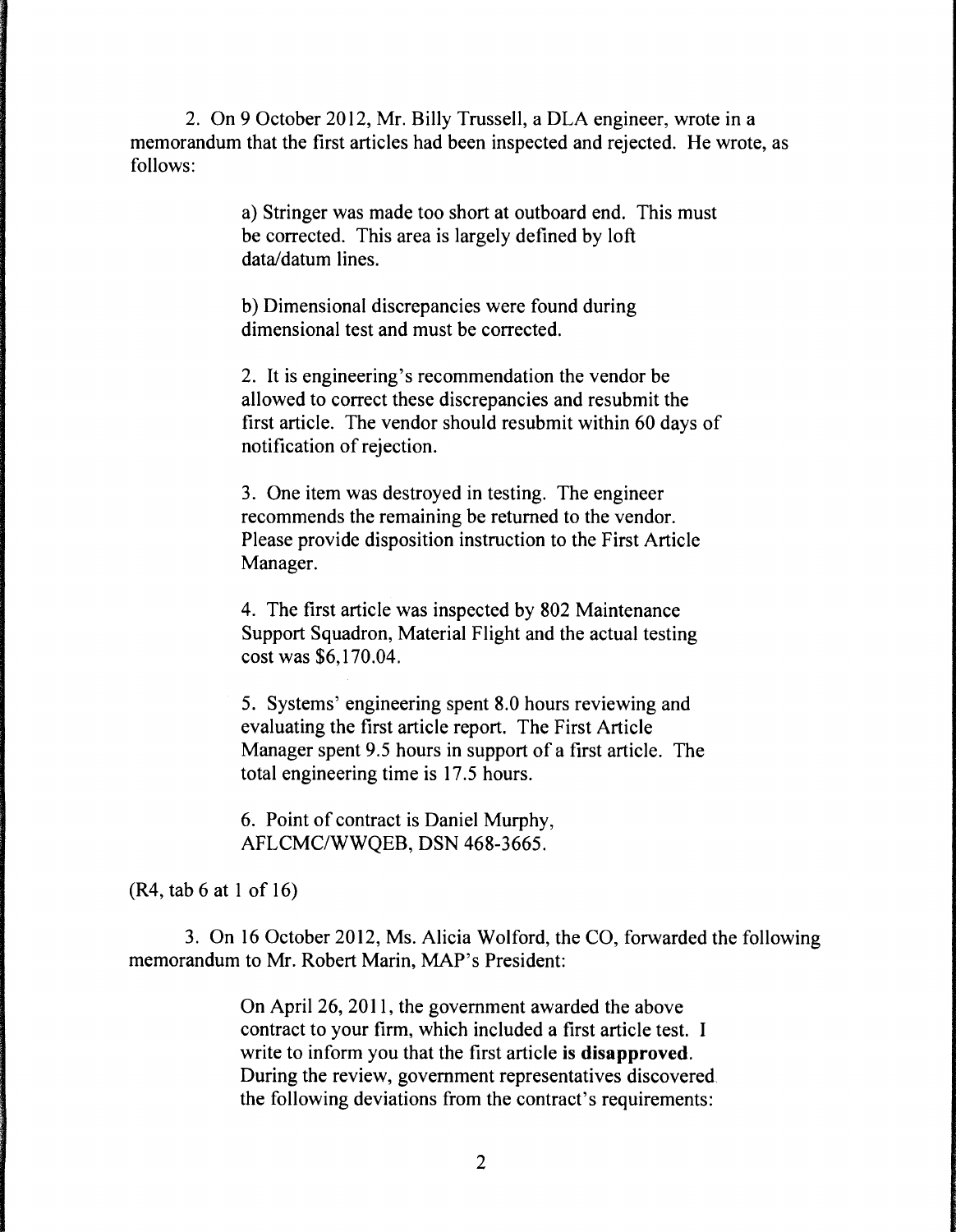2. On 9 October 2012, Mr. Billy Trussell, a DLA engineer, wrote in a memorandum that the first articles had been inspected and rejected. He wrote, as follows:

> a) Stringer was made too short at outboard end. This must be corrected. This area is largely defined by loft data/datum lines.
>
> b) Dimensional discrepancies were found during dimensional test and must be corrected.
>
> 2. It is engineering's recommendation the vendor be allowed to correct these discrepancies and resubmit the first article. The vendor should resubmit within 60 days of notification of rejection.
>
> 3. One item was destroyed in testing. The engineer recommends the remaining be returned to the vendor. Please provide disposition instruction to the First Article Manager.
>
> 4. The first article was inspected by 802 Maintenance Support Squadron, Material Flight and the actual testing cost was $6,170.04.
>
> 5. Systems' engineering spent 8.0 hours reviewing and evaluating the first article report. The First Article Manager spent 9.5 hours in support of a first article. The total engineering time is 17.5 hours.
>
> 6. Point of contract is Daniel Murphy, AFLCMC/WWQEB, DSN 468-3665.

(R4, tab 6 at 1 of 16)

3. On 16 October 2012, Ms. Alicia Wolford, the CO, forwarded the following memorandum to Mr. Robert Marin, MAP's President:

> On April 26, 2011, the government awarded the above contract to your firm, which included a first article test. I write to inform you that the first article **is disapproved**. During the review, government representatives discovered the following deviations from the contract's requirements: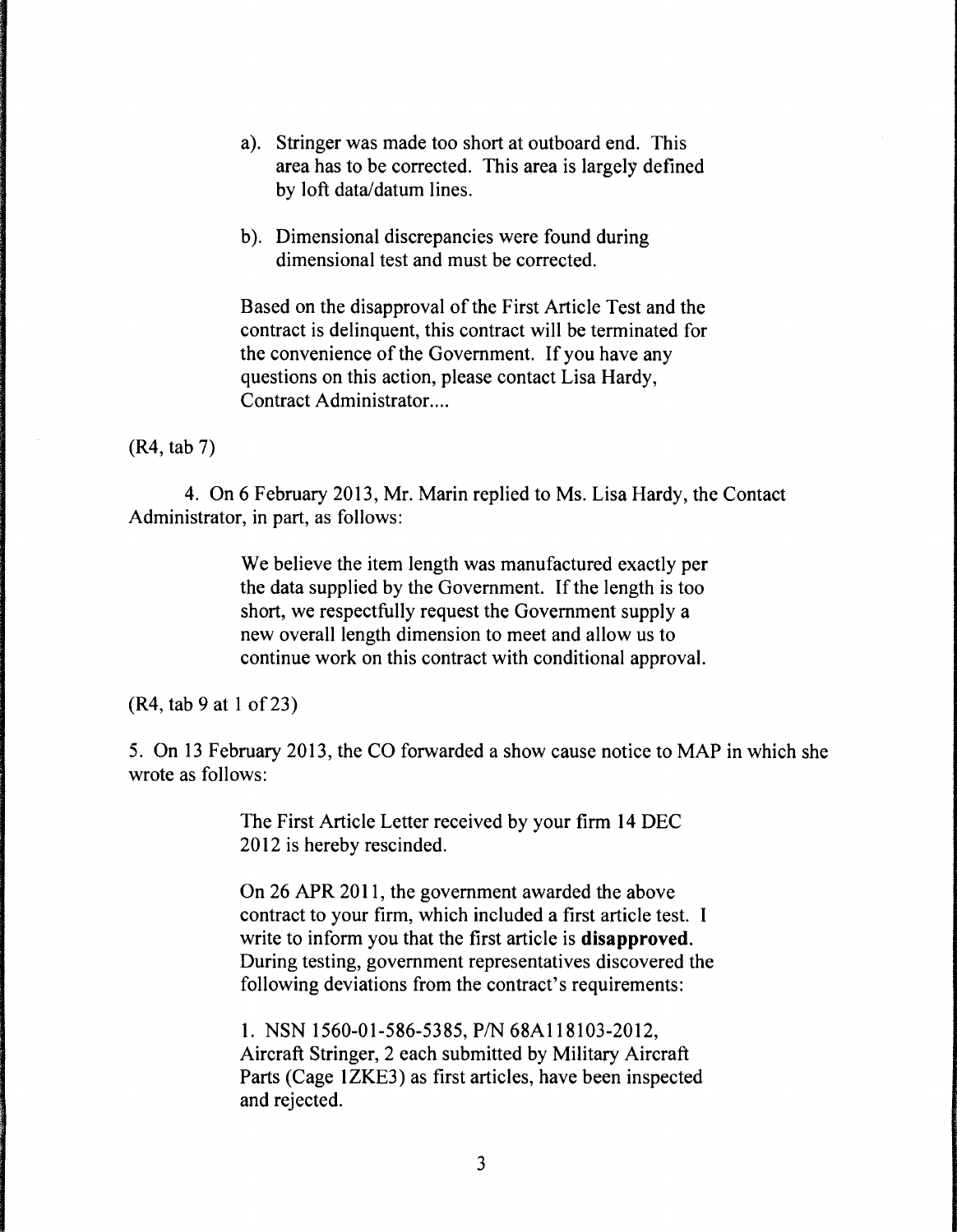> a). Stringer was made too short at outboard end. This area has to be corrected. This area is largely defined by loft data/datum lines.
>
> b). Dimensional discrepancies were found during dimensional test and must be corrected.
>
> Based on the disapproval of the First Article Test and the contract is delinquent, this contract will be terminated for the convenience of the Government. If you have any questions on this action, please contact Lisa Hardy, Contract Administrator....

(R4, tab 7)

4. On 6 February 2013, Mr. Marin replied to Ms. Lisa Hardy, the Contact Administrator, in part, as follows:

> We believe the item length was manufactured exactly per the data supplied by the Government. If the length is too short, we respectfully request the Government supply a new overall length dimension to meet and allow us to continue work on this contract with conditional approval.

(R4, tab 9 at 1 of 23)

5. On 13 February 2013, the CO forwarded a show cause notice to MAP in which she wrote as follows:

> The First Article Letter received by your firm 14 DEC 2012 is hereby rescinded.
>
> On 26 APR 2011, the government awarded the above contract to your firm, which included a first article test. I write to inform you that the first article is **disapproved.** During testing, government representatives discovered the following deviations from the contract's requirements:
>
> 1. NSN 1560-01-586-5385, P/N 68A118103-2012, Aircraft Stringer, 2 each submitted by Military Aircraft Parts (Cage 1ZKE3) as first articles, have been inspected and rejected.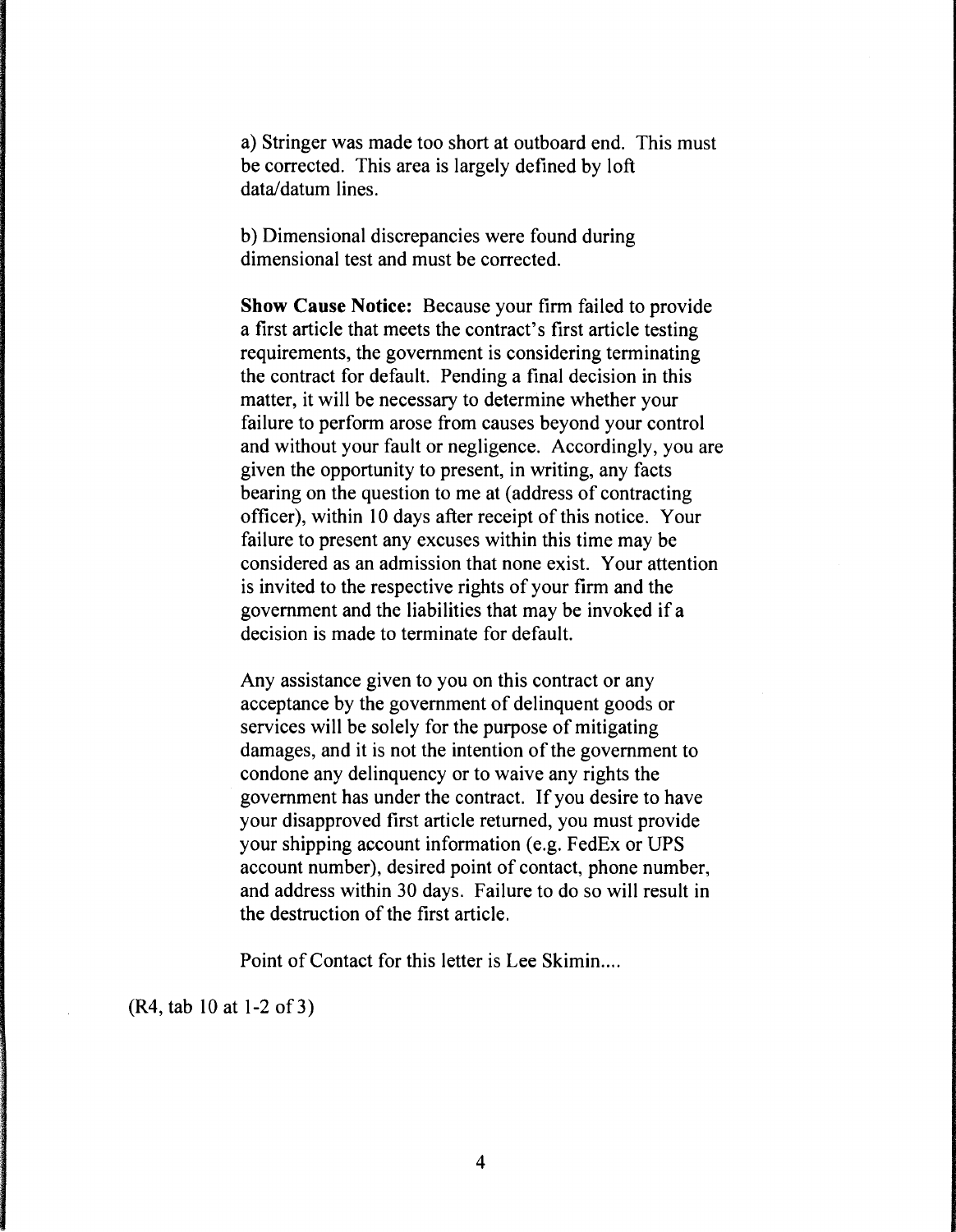a) Stringer was made too short at outboard end. This must be corrected. This area is largely defined by loft data/datum lines.

b) Dimensional discrepancies were found during dimensional test and must be corrected.

**Show Cause Notice:** Because your firm failed to provide a first article that meets the contract's first article testing requirements, the government is considering terminating the contract for default. Pending a final decision in this matter, it will be necessary to determine whether your failure to perform arose from causes beyond your control and without your fault or negligence. Accordingly, you are given the opportunity to present, in writing, any facts bearing on the question to me at (address of contracting officer), within 10 days after receipt of this notice. Your failure to present any excuses within this time may be considered as an admission that none exist. Your attention is invited to the respective rights of your firm and the government and the liabilities that may be invoked if a decision is made to terminate for default.

Any assistance given to you on this contract or any acceptance by the government of delinquent goods or services will be solely for the purpose of mitigating damages, and it is not the intention of the government to condone any delinquency or to waive any rights the government has under the contract. If you desire to have your disapproved first article returned, you must provide your shipping account information (e.g. FedEx or UPS account number), desired point of contact, phone number, and address within 30 days. Failure to do so will result in the destruction of the first article.

Point of Contact for this letter is Lee Skimin....

(R4, tab 10 at 1-2 of 3)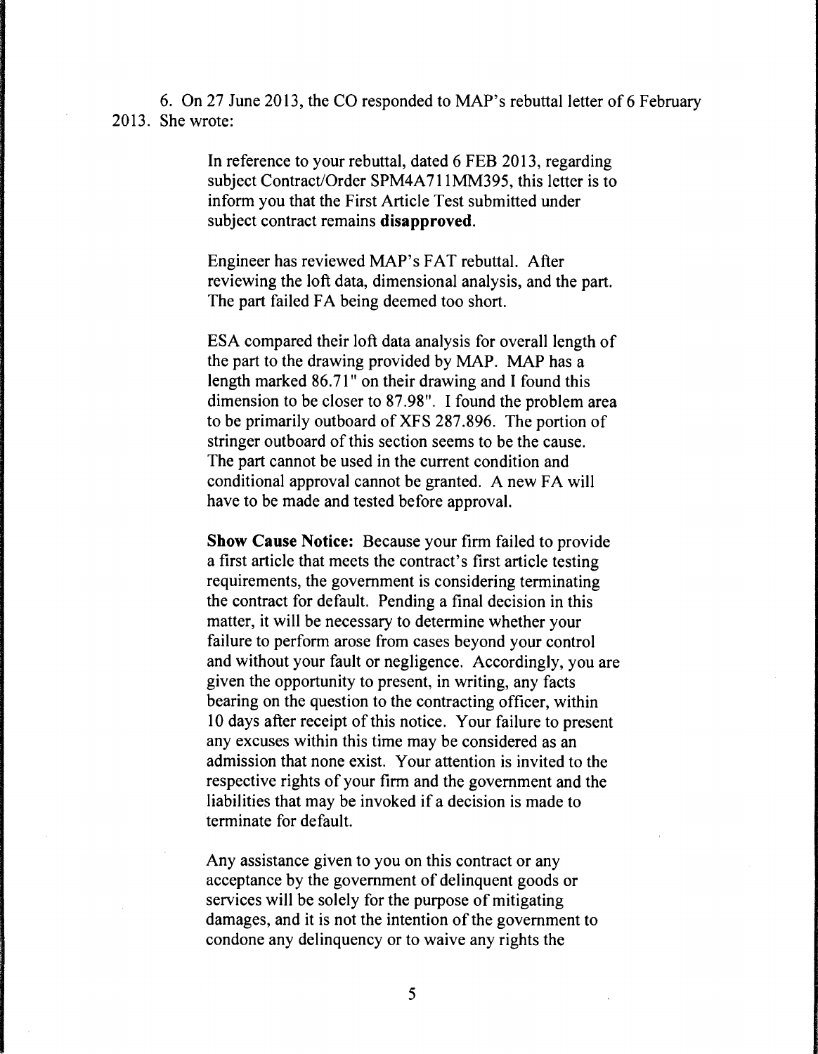6. On 27 June 2013, the CO responded to MAP's rebuttal letter of 6 February 2013. She wrote:

> In reference to your rebuttal, dated 6 FEB 2013, regarding subject Contract/Order SPM4A711MM395, this letter is to inform you that the First Article Test submitted under subject contract remains **disapproved.**
>
> Engineer has reviewed MAP's FAT rebuttal. After reviewing the loft data, dimensional analysis, and the part. The part failed FA being deemed too short.
>
> ESA compared their loft data analysis for overall length of the part to the drawing provided by MAP. MAP has a length marked 86.71" on their drawing and I found this dimension to be closer to 87.98". I found the problem area to be primarily outboard of XFS 287.896. The portion of stringer outboard of this section seems to be the cause. The part cannot be used in the current condition and conditional approval cannot be granted. A new FA will have to be made and tested before approval.
>
> **Show Cause Notice:** Because your firm failed to provide a first article that meets the contract's first article testing requirements, the government is considering terminating the contract for default. Pending a final decision in this matter, it will be necessary to determine whether your failure to perform arose from cases beyond your control and without your fault or negligence. Accordingly, you are given the opportunity to present, in writing, any facts bearing on the question to the contracting officer, within 10 days after receipt of this notice. Your failure to present any excuses within this time may be considered as an admission that none exist. Your attention is invited to the respective rights of your firm and the government and the liabilities that may be invoked if a decision is made to terminate for default.
>
> Any assistance given to you on this contract or any acceptance by the government of delinquent goods or services will be solely for the purpose of mitigating damages, and it is not the intention of the government to condone any delinquency or to waive any rights the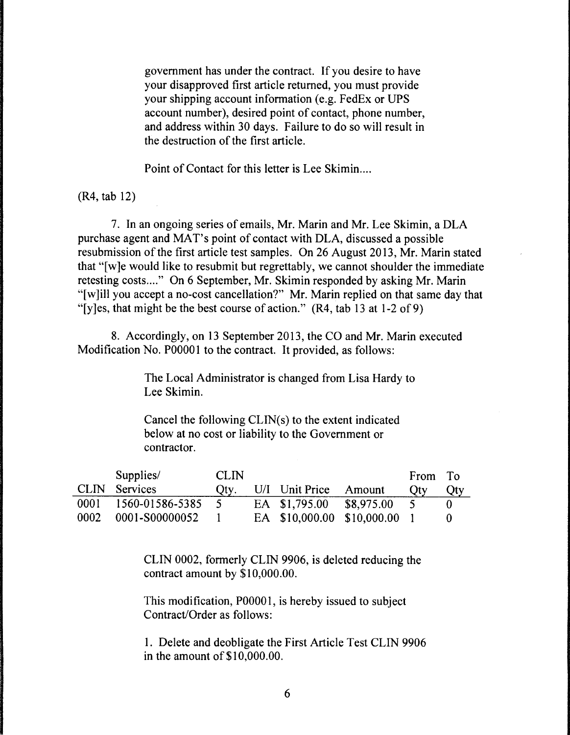> government has under the contract. If you desire to have your disapproved first article returned, you must provide your shipping account information (e.g. FedEx or UPS account number), desired point of contact, phone number, and address within 30 days. Failure to do so will result in the destruction of the first article.
>
> Point of Contact for this letter is Lee Skimin....

(R4, tab 12)

7. In an ongoing series of emails, Mr. Marin and Mr. Lee Skimin, a DLA purchase agent and MAT's point of contact with DLA, discussed a possible resubmission of the first article test samples. On 26 August 2013, Mr. Marin stated that "[w]e would like to resubmit but regrettably, we cannot shoulder the immediate retesting costs...." On 6 September, Mr. Skimin responded by asking Mr. Marin "[w]ill you accept a no-cost cancellation?" Mr. Marin replied on that same day that "[y]es, that might be the best course of action." (R4, tab 13 at 1-2 of 9)

8. Accordingly, on 13 September 2013, the CO and Mr. Marin executed Modification No. P00001 to the contract. It provided, as follows:

> The Local Administrator is changed from Lisa Hardy to Lee Skimin.
>
> Cancel the following CLIN(s) to the extent indicated below at no cost or liability to the Government or contractor.

| CLIN | Supplies/ Services | CLIN Qty. | U/I | Unit Price | Amount | From Qty | To Qty |
|---|---|---|---|---|---|---|---|
| 0001 | 1560-01586-5385 | 5 | EA | $1,795.00 | $8,975.00 | 5 | 0 |
| 0002 | 0001-S00000052 | 1 | EA | $10,000.00 | $10,000.00 | 1 | 0 |

> CLIN 0002, formerly CLIN 9906, is deleted reducing the contract amount by $10,000.00.
>
> This modification, P00001, is hereby issued to subject Contract/Order as follows:
>
> 1. Delete and deobligate the First Article Test CLIN 9906 in the amount of $10,000.00.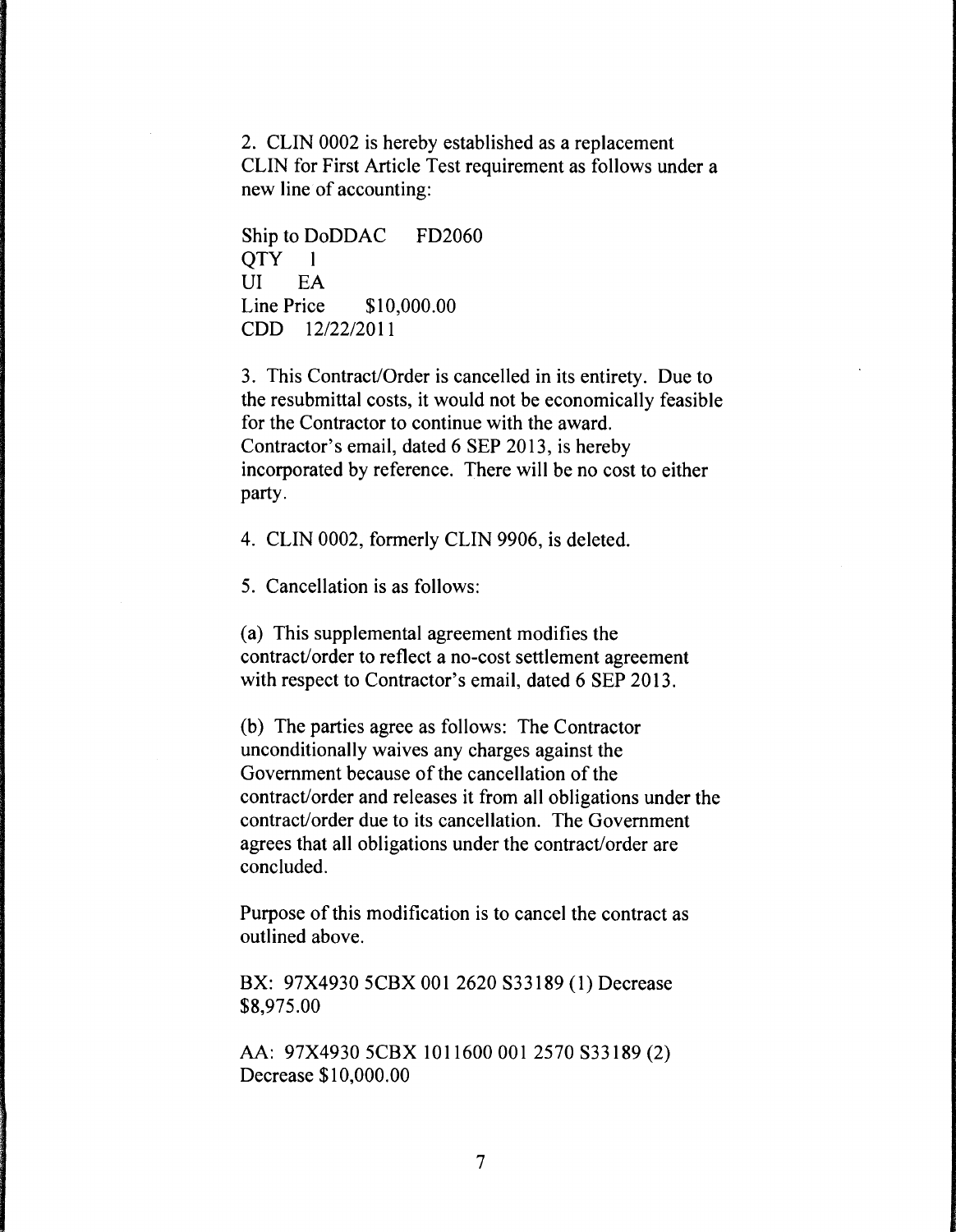2. CLIN 0002 is hereby established as a replacement CLIN for First Article Test requirement as follows under a new line of accounting:

Ship to DoDDAC FD2060
QTY 1
UI EA
Line Price $10,000.00
CDD 12/22/2011

3. This Contract/Order is cancelled in its entirety. Due to the resubmittal costs, it would not be economically feasible for the Contractor to continue with the award. Contractor's email, dated 6 SEP 2013, is hereby incorporated by reference. There will be no cost to either party.

4. CLIN 0002, formerly CLIN 9906, is deleted.

5. Cancellation is as follows:

(a) This supplemental agreement modifies the contract/order to reflect a no-cost settlement agreement with respect to Contractor's email, dated 6 SEP 2013.

(b) The parties agree as follows: The Contractor unconditionally waives any charges against the Government because of the cancellation of the contract/order and releases it from all obligations under the contract/order due to its cancellation. The Government agrees that all obligations under the contract/order are concluded.

Purpose of this modification is to cancel the contract as outlined above.

BX: 97X4930 5CBX 001 2620 S33189 (1) Decrease $8,975.00

AA: 97X4930 5CBX 1011600 001 2570 S33189 (2) Decrease $10,000.00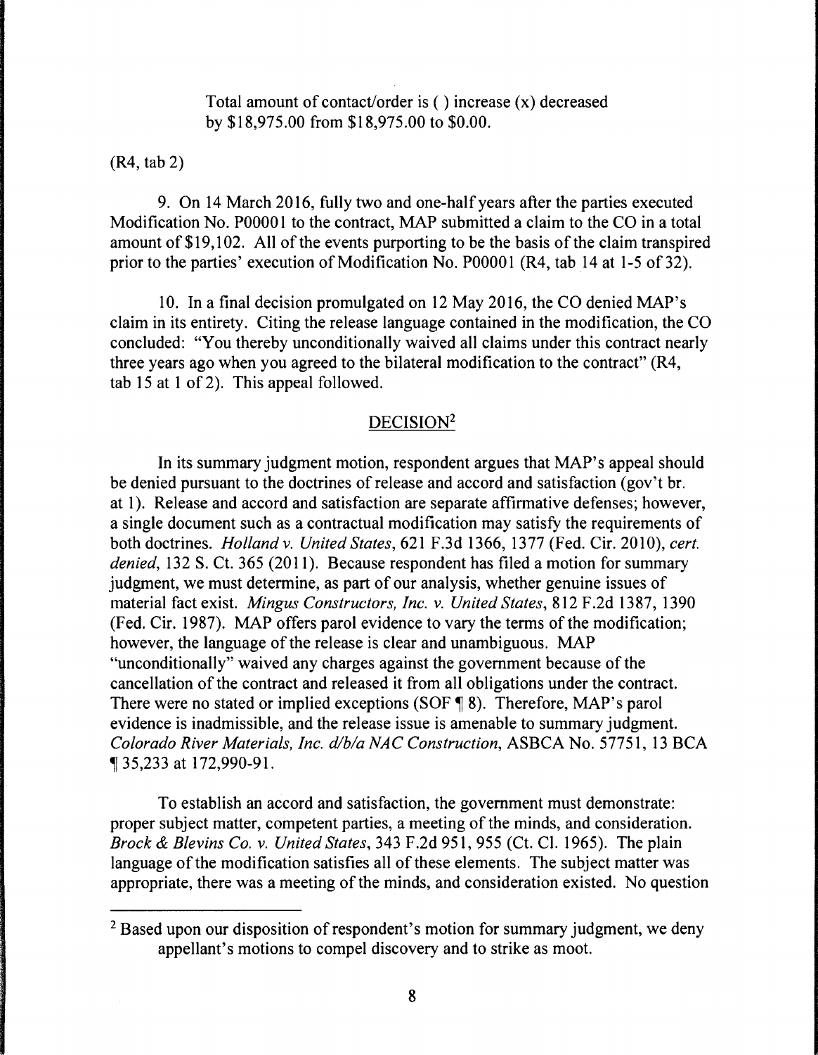Total amount of contact/order is ( ) increase (x) decreased by $18,975.00 from $18,975.00 to $0.00.

(R4, tab 2)

9. On 14 March 2016, fully two and one-half years after the parties executed Modification No. P00001 to the contract, MAP submitted a claim to the CO in a total amount of $19,102. All of the events purporting to be the basis of the claim transpired prior to the parties' execution of Modification No. P00001 (R4, tab 14 at 1-5 of 32).

10. In a final decision promulgated on 12 May 2016, the CO denied MAP's claim in its entirety. Citing the release language contained in the modification, the CO concluded: "You thereby unconditionally waived all claims under this contract nearly three years ago when you agreed to the bilateral modification to the contract" (R4, tab 15 at 1 of 2). This appeal followed.

## DECISION[2]

In its summary judgment motion, respondent argues that MAP's appeal should be denied pursuant to the doctrines of release and accord and satisfaction (gov't br. at 1). Release and accord and satisfaction are separate affirmative defenses; however, a single document such as a contractual modification may satisfy the requirements of both doctrines. *Holland v. United States*, 621 F.3d 1366, 1377 (Fed. Cir. 2010), *cert. denied*, 132 S. Ct. 365 (2011). Because respondent has filed a motion for summary judgment, we must determine, as part of our analysis, whether genuine issues of material fact exist. *Mingus Constructors, Inc. v. United States*, 812 F.2d 1387, 1390 (Fed. Cir. 1987). MAP offers parol evidence to vary the terms of the modification; however, the language of the release is clear and unambiguous. MAP "unconditionally" waived any charges against the government because of the cancellation of the contract and released it from all obligations under the contract. There were no stated or implied exceptions (SOF ¶ 8). Therefore, MAP's parol evidence is inadmissible, and the release issue is amenable to summary judgment. *Colorado River Materials, Inc. d/b/a NAC Construction*, ASBCA No. 57751, 13 BCA ¶ 35,233 at 172,990-91.

To establish an accord and satisfaction, the government must demonstrate: proper subject matter, competent parties, a meeting of the minds, and consideration. *Brock & Blevins Co. v. United States*, 343 F.2d 951, 955 (Ct. Cl. 1965). The plain language of the modification satisfies all of these elements. The subject matter was appropriate, there was a meeting of the minds, and consideration existed. No question

[2] Based upon our disposition of respondent's motion for summary judgment, we deny appellant's motions to compel discovery and to strike as moot.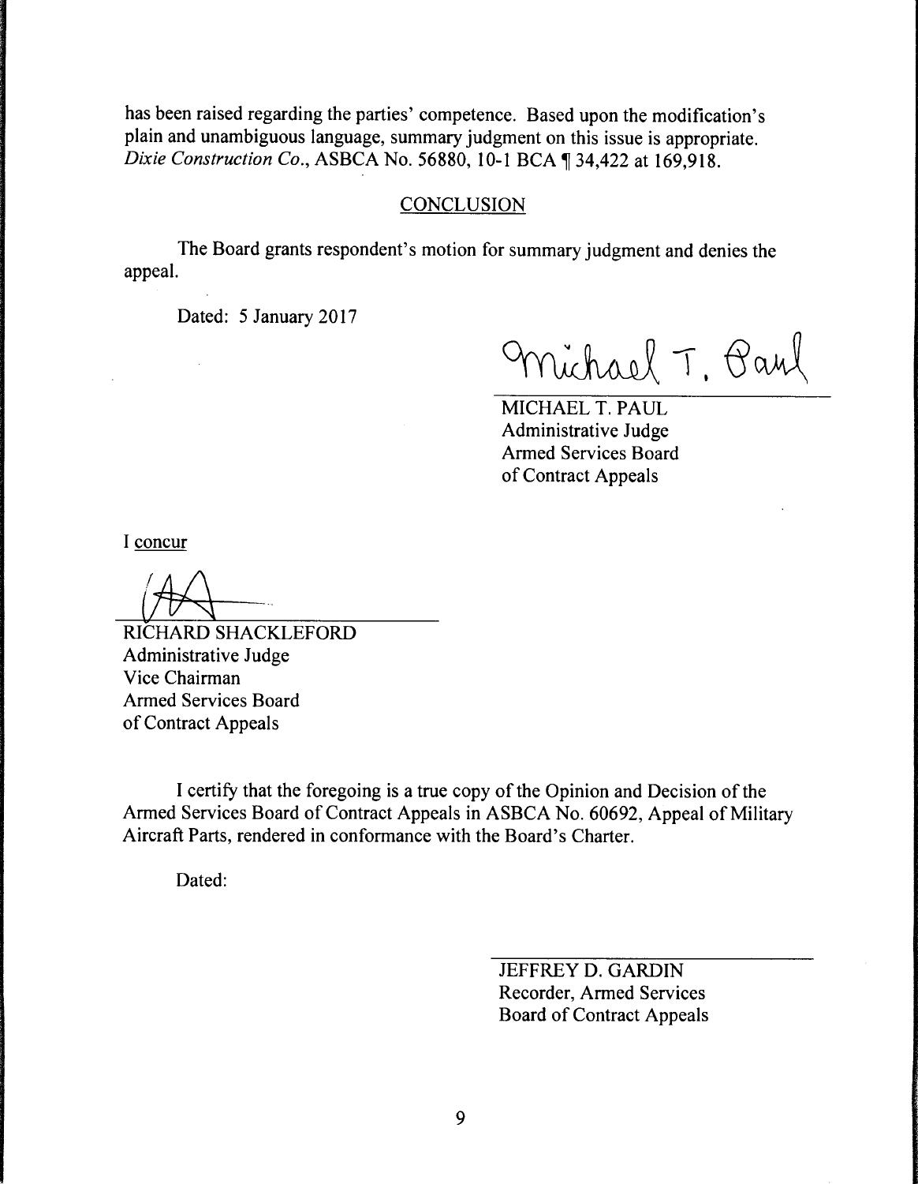has been raised regarding the parties' competence. Based upon the modification's plain and unambiguous language, summary judgment on this issue is appropriate. *Dixie Construction Co.*, ASBCA No. 56880, 10-1 BCA ¶ 34,422 at 169,918.

## CONCLUSION

The Board grants respondent's motion for summary judgment and denies the appeal.

Dated: 5 January 2017

MICHAEL T. PAUL
Administrative Judge
Armed Services Board
of Contract Appeals

I concur

RICHARD SHACKLEFORD
Administrative Judge
Vice Chairman
Armed Services Board
of Contract Appeals

I certify that the foregoing is a true copy of the Opinion and Decision of the Armed Services Board of Contract Appeals in ASBCA No. 60692, Appeal of Military Aircraft Parts, rendered in conformance with the Board's Charter.

Dated:

JEFFREY D. GARDIN
Recorder, Armed Services
Board of Contract Appeals